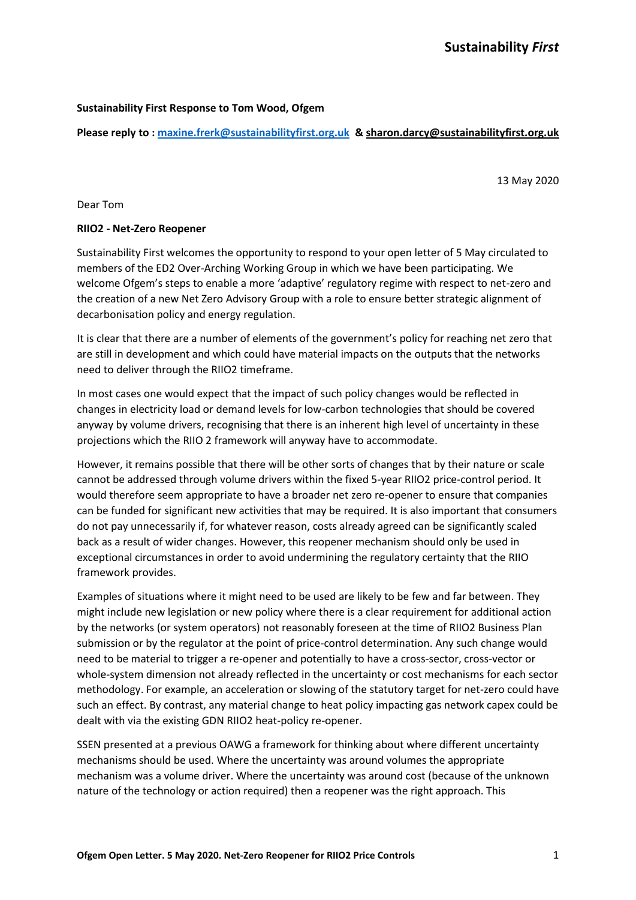**Sustainability *First***

**Sustainability First Response to Tom Wood, Ofgem**

**Please reply to : [maxine.frerk@sustainabilityfirst.org.uk](mailto:maxine.frerk@sustainabilityfirst.org.uk) & [sharon.darcy@sustainabilityfirst.org.uk](mailto:sharon.darcy@sustainabilityfirst.org.uk)**

13 May 2020

Dear Tom

**RIIO2 - Net-Zero Reopener**

Sustainability First welcomes the opportunity to respond to your open letter of 5 May circulated to members of the ED2 Over-Arching Working Group in which we have been participating. We welcome Ofgem's steps to enable a more 'adaptive' regulatory regime with respect to net-zero and the creation of a new Net Zero Advisory Group with a role to ensure better strategic alignment of decarbonisation policy and energy regulation.

It is clear that there are a number of elements of the government's policy for reaching net zero that are still in development and which could have material impacts on the outputs that the networks need to deliver through the RIIO2 timeframe.

In most cases one would expect that the impact of such policy changes would be reflected in changes in electricity load or demand levels for low-carbon technologies that should be covered anyway by volume drivers, recognising that there is an inherent high level of uncertainty in these projections which the RIIO 2 framework will anyway have to accommodate.

However, it remains possible that there will be other sorts of changes that by their nature or scale cannot be addressed through volume drivers within the fixed 5-year RIIO2 price-control period. It would therefore seem appropriate to have a broader net zero re-opener to ensure that companies can be funded for significant new activities that may be required. It is also important that consumers do not pay unnecessarily if, for whatever reason, costs already agreed can be significantly scaled back as a result of wider changes. However, this reopener mechanism should only be used in exceptional circumstances in order to avoid undermining the regulatory certainty that the RIIO framework provides.

Examples of situations where it might need to be used are likely to be few and far between. They might include new legislation or new policy where there is a clear requirement for additional action by the networks (or system operators) not reasonably foreseen at the time of RIIO2 Business Plan submission or by the regulator at the point of price-control determination. Any such change would need to be material to trigger a re-opener and potentially to have a cross-sector, cross-vector or whole-system dimension not already reflected in the uncertainty or cost mechanisms for each sector methodology. For example, an acceleration or slowing of the statutory target for net-zero could have such an effect. By contrast, any material change to heat policy impacting gas network capex could be dealt with via the existing GDN RIIO2 heat-policy re-opener.

SSEN presented at a previous OAWG a framework for thinking about where different uncertainty mechanisms should be used. Where the uncertainty was around volumes the appropriate mechanism was a volume driver. Where the uncertainty was around cost (because of the unknown nature of the technology or action required) then a reopener was the right approach. This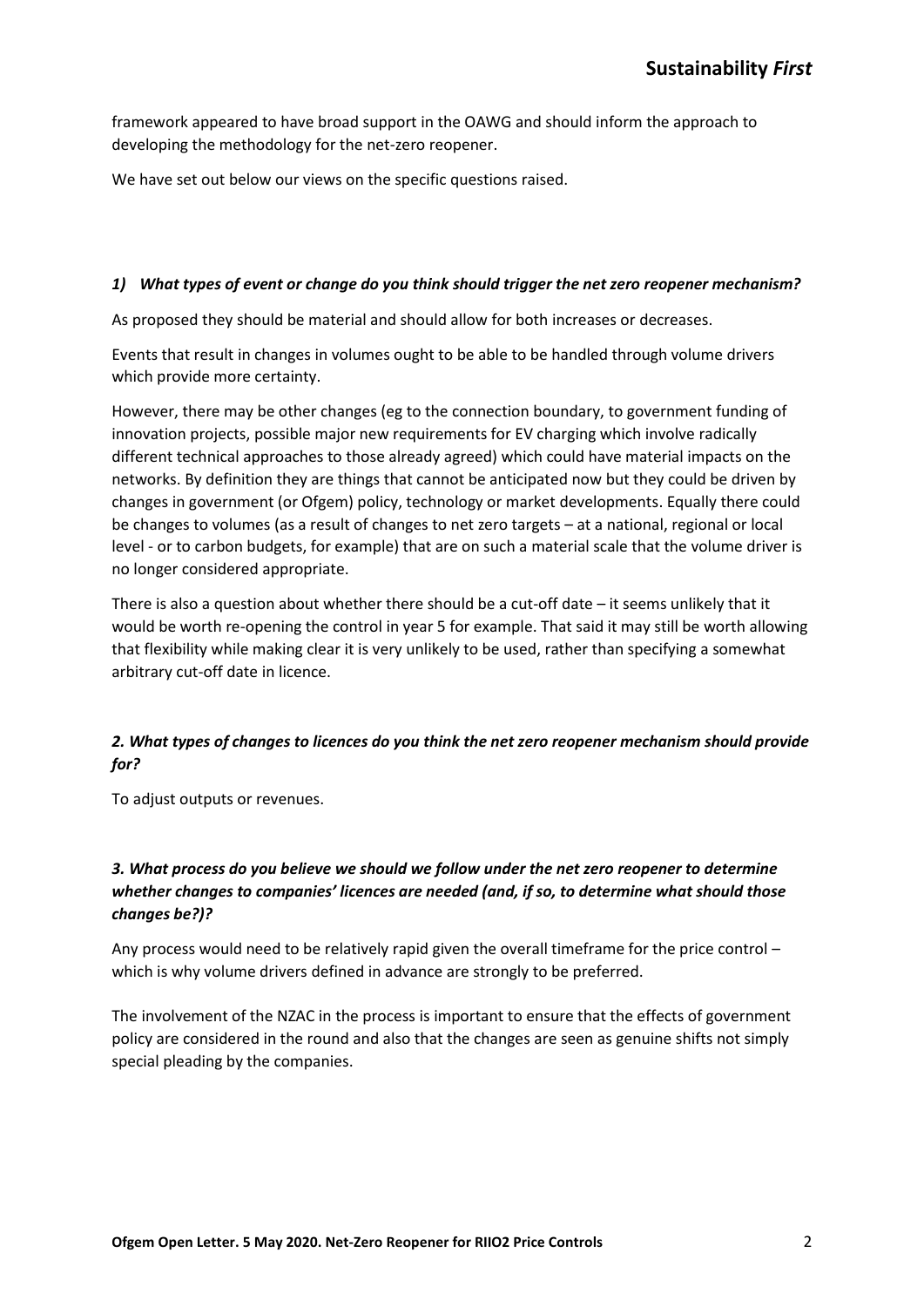framework appeared to have broad support in the OAWG and should inform the approach to developing the methodology for the net-zero reopener.

We have set out below our views on the specific questions raised.

### *1) What types of event or change do you think should trigger the net zero reopener mechanism?*

As proposed they should be material and should allow for both increases or decreases.

Events that result in changes in volumes ought to be able to be handled through volume drivers which provide more certainty.

However, there may be other changes (eg to the connection boundary, to government funding of innovation projects, possible major new requirements for EV charging which involve radically different technical approaches to those already agreed) which could have material impacts on the networks. By definition they are things that cannot be anticipated now but they could be driven by changes in government (or Ofgem) policy, technology or market developments. Equally there could be changes to volumes (as a result of changes to net zero targets – at a national, regional or local level - or to carbon budgets, for example) that are on such a material scale that the volume driver is no longer considered appropriate.

There is also a question about whether there should be a cut-off date – it seems unlikely that it would be worth re-opening the control in year 5 for example. That said it may still be worth allowing that flexibility while making clear it is very unlikely to be used, rather than specifying a somewhat arbitrary cut-off date in licence.

### *2. What types of changes to licences do you think the net zero reopener mechanism should provide for?*

To adjust outputs or revenues.

### *3. What process do you believe we should we follow under the net zero reopener to determine whether changes to companies' licences are needed (and, if so, to determine what should those changes be?)?*

Any process would need to be relatively rapid given the overall timeframe for the price control – which is why volume drivers defined in advance are strongly to be preferred.

The involvement of the NZAC in the process is important to ensure that the effects of government policy are considered in the round and also that the changes are seen as genuine shifts not simply special pleading by the companies.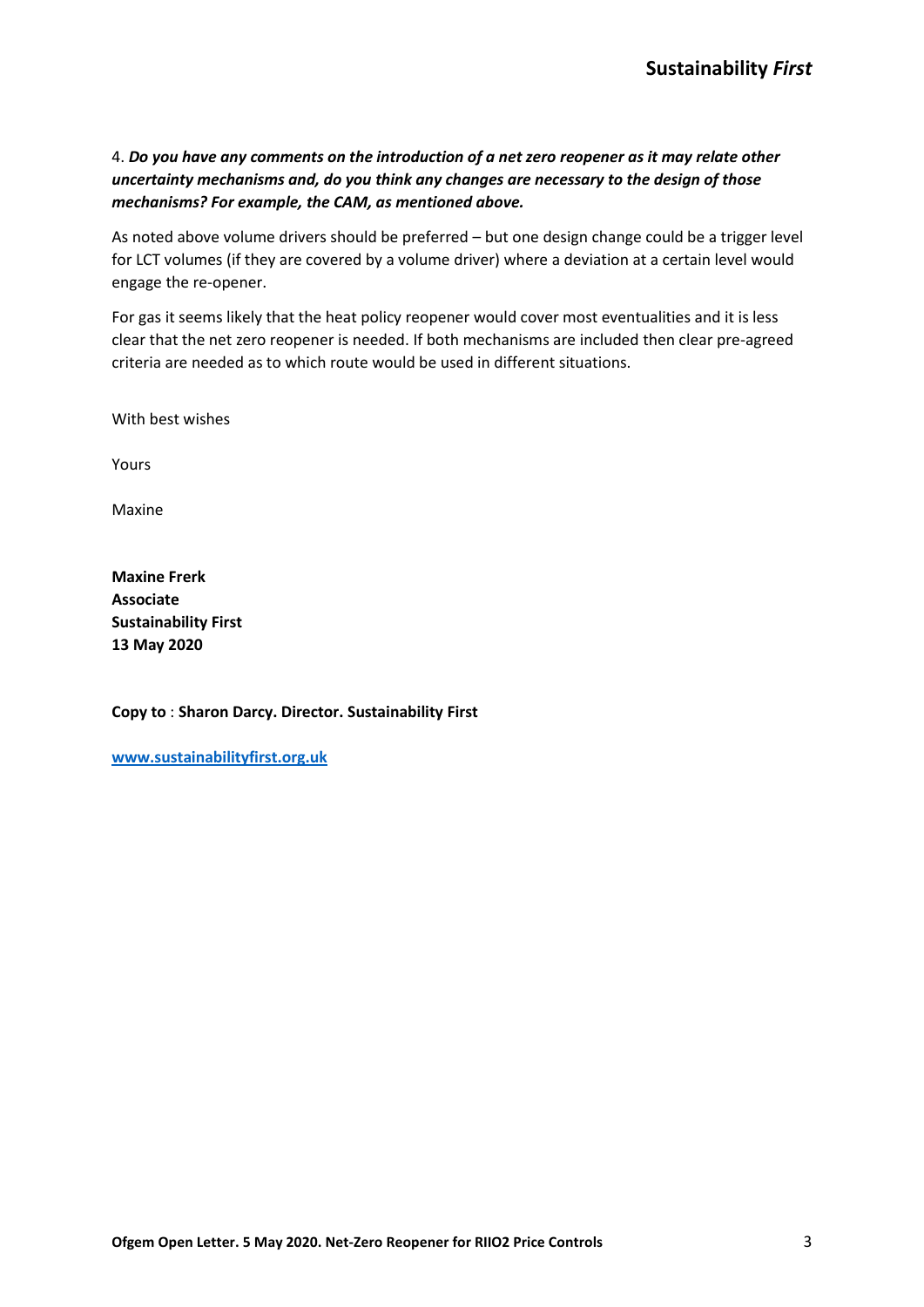4. ***Do you have any comments on the introduction of a net zero reopener as it may relate other uncertainty mechanisms and, do you think any changes are necessary to the design of those mechanisms? For example, the CAM, as mentioned above.***

As noted above volume drivers should be preferred – but one design change could be a trigger level for LCT volumes (if they are covered by a volume driver) where a deviation at a certain level would engage the re-opener.

For gas it seems likely that the heat policy reopener would cover most eventualities and it is less clear that the net zero reopener is needed. If both mechanisms are included then clear pre-agreed criteria are needed as to which route would be used in different situations.

With best wishes

Yours

Maxine

**Maxine Frerk**
**Associate**
**Sustainability First**
**13 May 2020**

**Copy to** : **Sharon Darcy. Director. Sustainability First**

[www.sustainabilityfirst.org.uk](http://www.sustainabilityfirst.org.uk)